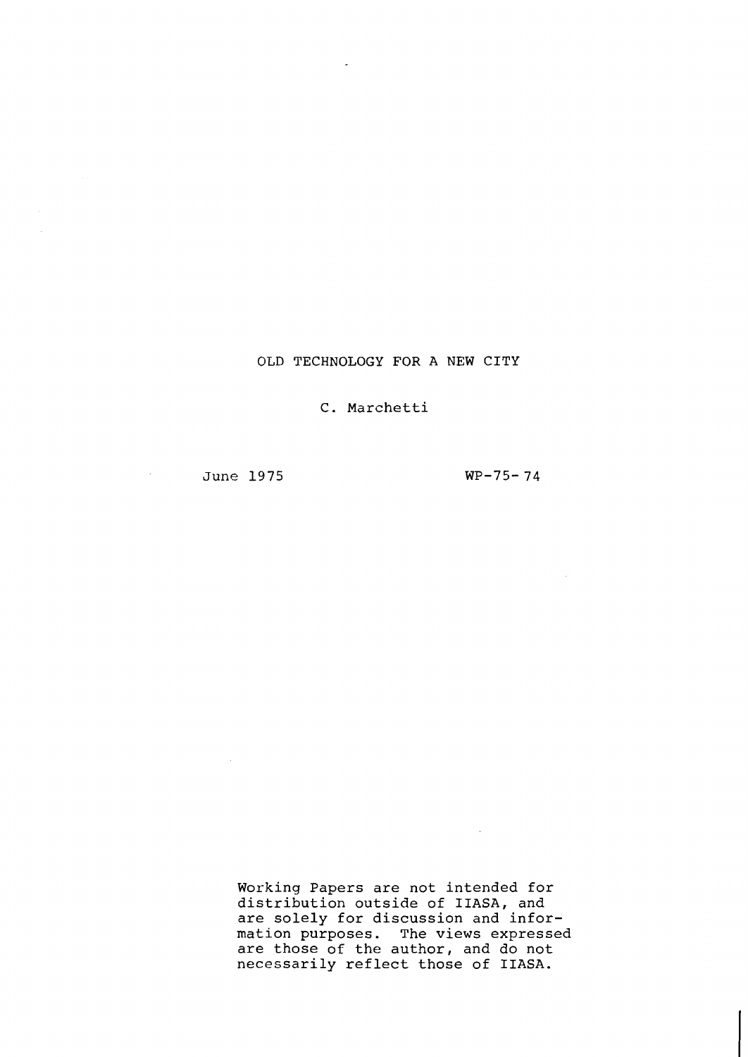# OLD TECHNOLOGY FOR A NEW CITY

C. Marchetti

June 1975

WP-75-74

Working Papers are not intended for distribution outside of IIASA, and are solely for discussion and information purposes. The views expressed are those of the author, and do not necessarily reflect those of IIASA.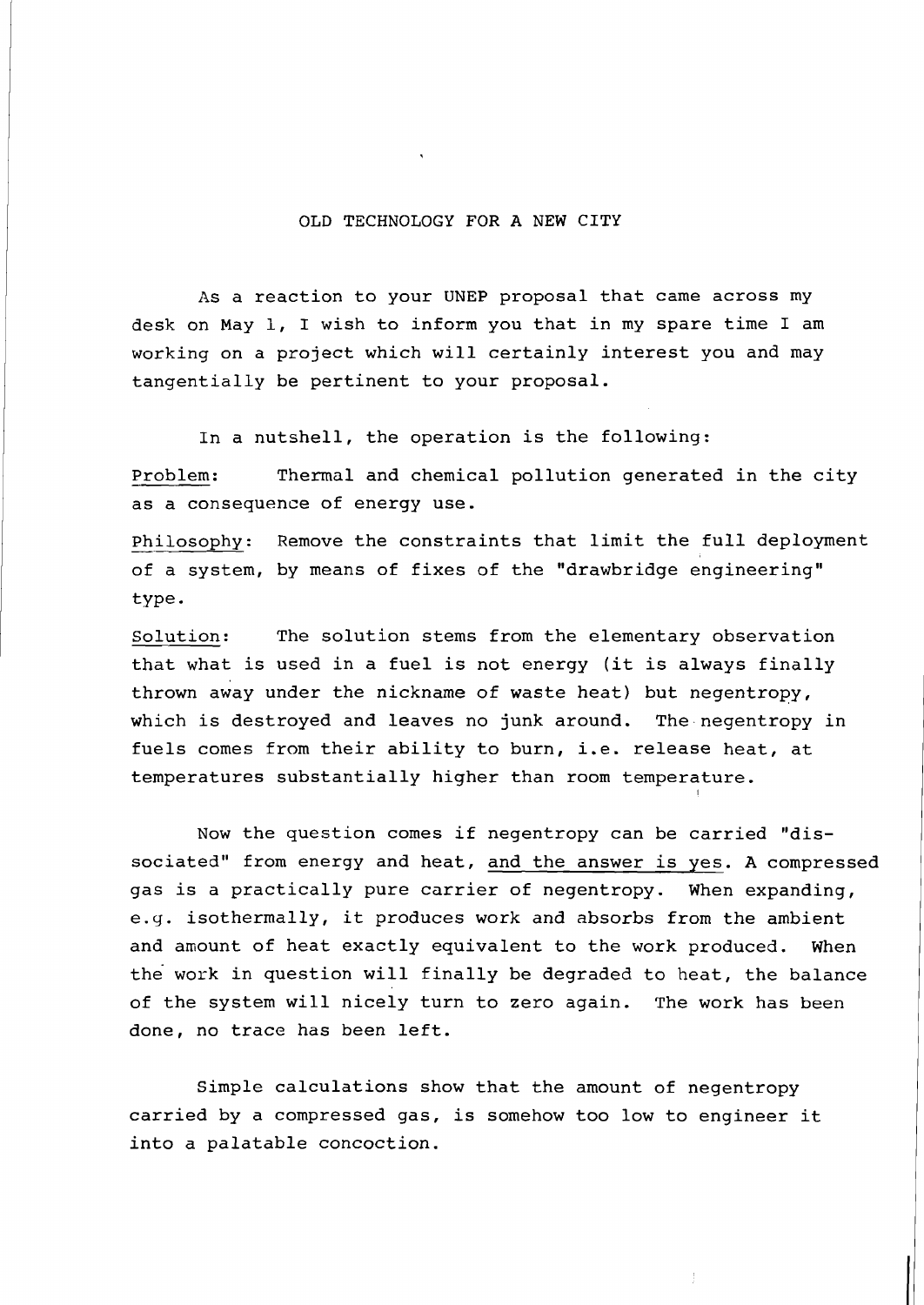OLD TECHNOLOGY FOR A NEW CITY

As a reaction to your UNEP proposal that came across my desk on May 1, I wish to inform you that in my spare time I am working on a project which will certainly interest you and may tangentially be pertinent to your proposal.

In a nutshell, the operation is the following:

Problem: Thermal and chemical pollution generated in the city as a consequence of energy use.

Philosophy: Remove the constraints that limit the full deployment of a system, by means of fixes of the "drawbridge engineering" type.

Solution: The solution stems from the elementary observation that what is used in a fuel is not energy (it is always finally thrown away under the nickname of waste heat) but negentropy, which is destroyed and leaves no junk around. The negentropy in fuels comes from their ability to burn, i.e. release heat, at temperatures substantially higher than room temperature.

Now the question comes if negentropy can be carried "dissociated" from energy and heat, and the answer is yes. A compressed gas is a practically pure carrier of negentropy. When expanding, e.g. isothermally, it produces work and absorbs from the ambient and amount of heat exactly equivalent to the work produced. When the work in question will finally be degraded to heat, the balance of the system will nicely turn to zero again. The work has been done, no trace has been left.

Simple calculations show that the amount of negentropy carried by a compressed gas, is somehow too low to engineer it into a palatable concoction.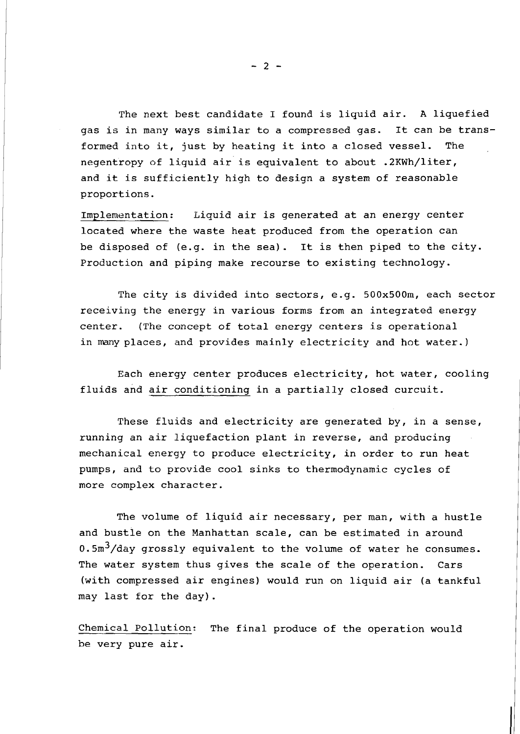The next best candidate I found is liquid air. A liquefied gas is in many ways similar to a compressed gas. It can be transformed into it, just by heating it into a closed vessel. The negentropy of liquid air is equivalent to about .2KWh/liter, and it is sufficiently high to design a system of reasonable proportions.

Implementation: Liquid air is generated at an energy center located where the waste heat produced from the operation can be disposed of (e.g. in the sea). It is then piped to the city. Production and piping make recourse to existing technology.

The city is divided into sectors, e.g. 500x500m, each sector receiving the energy in various forms from an integrated energy center. (The concept of total energy centers is operational in many places, and provides mainly electricity and hot water.)

Each energy center produces electricity, hot water, cooling fluids and air conditioning in a partially closed curcuit.

These fluids and electricity are generated by, in a sense, running an air liquefaction plant in reverse, and producing mechanical energy to produce electricity, in order to run heat pumps, and to provide cool sinks to thermodynamic cycles of more complex character.

The volume of liquid air necessary, per man, with a hustle and bustle on the Manhattan scale, can be estimated in around $0.5m^3$/day grossly equivalent to the volume of water he consumes. The water system thus gives the scale of the operation. Cars (with compressed air engines) would run on liquid air (a tankful may last for the day).

Chemical Pollution: The final produce of the operation would be very pure air.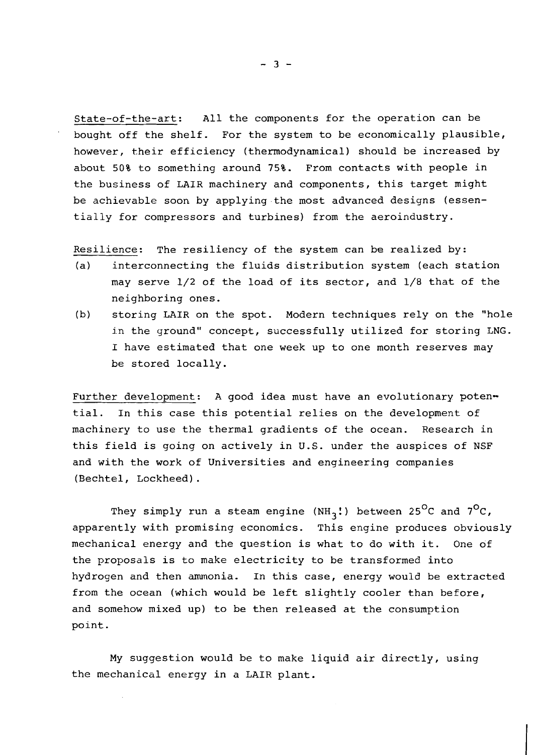<u>State-of-the-art</u>: All the components for the operation can be bought off the shelf. For the system to be economically plausible, however, their efficiency (thermodynamical) should be increased by about 50% to something around 75%. From contacts with people in the business of LAIR machinery and components, this target might be achievable soon by applying the most advanced designs (essentially for compressors and turbines) from the aeroindustry.

<u>Resilience</u>: The resiliency of the system can be realized by:

(a) interconnecting the fluids distribution system (each station may serve 1/2 of the load of its sector, and 1/8 that of the neighboring ones.

(b) storing LAIR on the spot. Modern techniques rely on the "hole in the ground" concept, successfully utilized for storing LNG. I have estimated that one week up to one month reserves may be stored locally.

<u>Further development</u>: A good idea must have an evolutionary potential. In this case this potential relies on the development of machinery to use the thermal gradients of the ocean. Research in this field is going on actively in U.S. under the auspices of NSF and with the work of Universities and engineering companies (Bechtel, Lockheed).

They simply run a steam engine ($NH_3$!) between 25$^{\circ}$C and 7$^{\circ}$C, apparently with promising economics. This engine produces obviously mechanical energy and the question is what to do with it. One of the proposals is to make electricity to be transformed into hydrogen and then ammonia. In this case, energy would be extracted from the ocean (which would be left slightly cooler than before, and somehow mixed up) to be then released at the consumption point.

My suggestion would be to make liquid air directly, using the mechanical energy in a LAIR plant.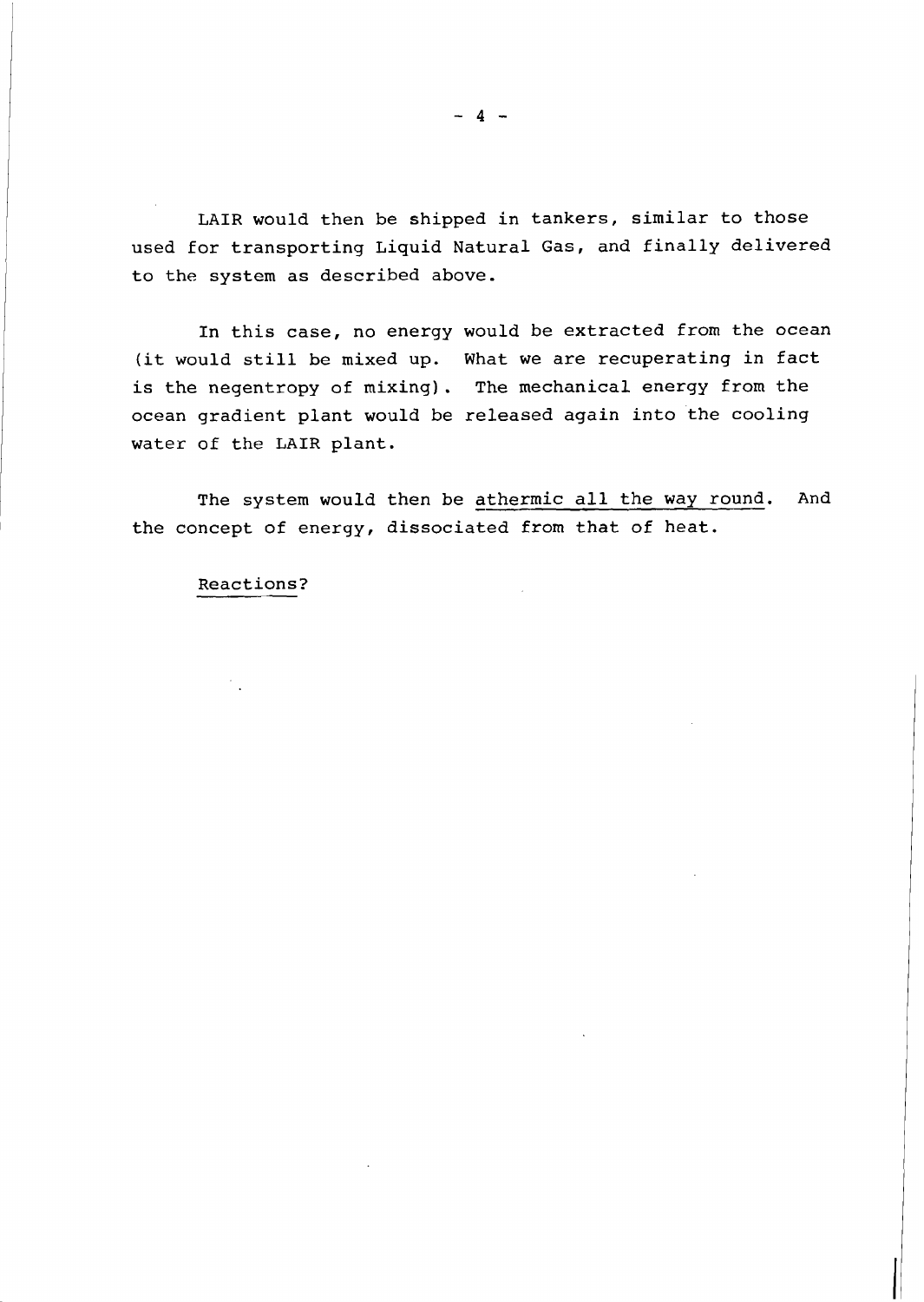LAIR would then be shipped in tankers, similar to those used for transporting Liquid Natural Gas, and finally delivered to the system as described above.

In this case, no energy would be extracted from the ocean (it would still be mixed up. What we are recuperating in fact is the negentropy of mixing). The mechanical energy from the ocean gradient plant would be released again into the cooling water of the LAIR plant.

The system would then be athermic all the way round. And the concept of energy, dissociated from that of heat.

Reactions?